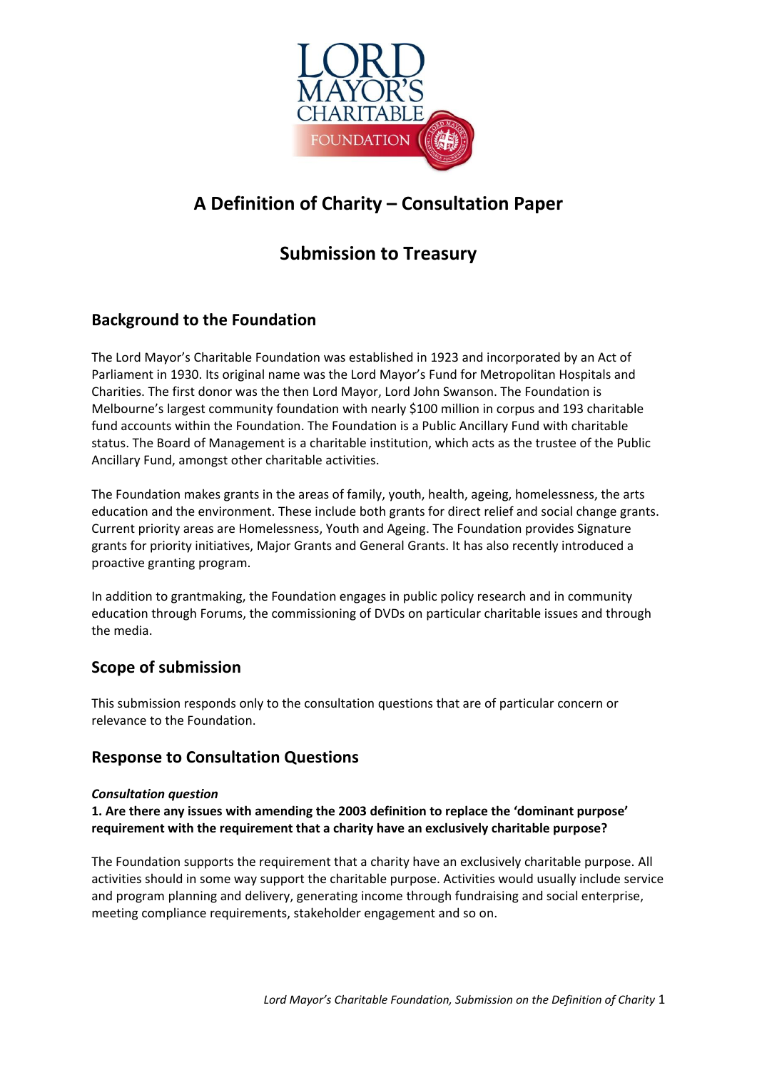# A Definition of Charity – Consultation Paper

# Submission to Treasury

## Background to the Foundation

The Lord Mayor's Charitable Foundation was established in 1923 and incorporated by an Act of Parliament in 1930. Its original name was the Lord Mayor's Fund for Metropolitan Hospitals and Charities. The first donor was the then Lord Mayor, Lord John Swanson. The Foundation is Melbourne's largest community foundation with nearly $100 million in corpus and 193 charitable fund accounts within the Foundation. The Foundation is a Public Ancillary Fund with charitable status. The Board of Management is a charitable institution, which acts as the trustee of the Public Ancillary Fund, amongst other charitable activities.

The Foundation makes grants in the areas of family, youth, health, ageing, homelessness, the arts education and the environment. These include both grants for direct relief and social change grants. Current priority areas are Homelessness, Youth and Ageing. The Foundation provides Signature grants for priority initiatives, Major Grants and General Grants. It has also recently introduced a proactive granting program.

In addition to grantmaking, the Foundation engages in public policy research and in community education through Forums, the commissioning of DVDs on particular charitable issues and through the media.

## Scope of submission

This submission responds only to the consultation questions that are of particular concern or relevance to the Foundation.

## Response to Consultation Questions

***Consultation question***
**1. Are there any issues with amending the 2003 definition to replace the 'dominant purpose' requirement with the requirement that a charity have an exclusively charitable purpose?**

The Foundation supports the requirement that a charity have an exclusively charitable purpose. All activities should in some way support the charitable purpose. Activities would usually include service and program planning and delivery, generating income through fundraising and social enterprise, meeting compliance requirements, stakeholder engagement and so on.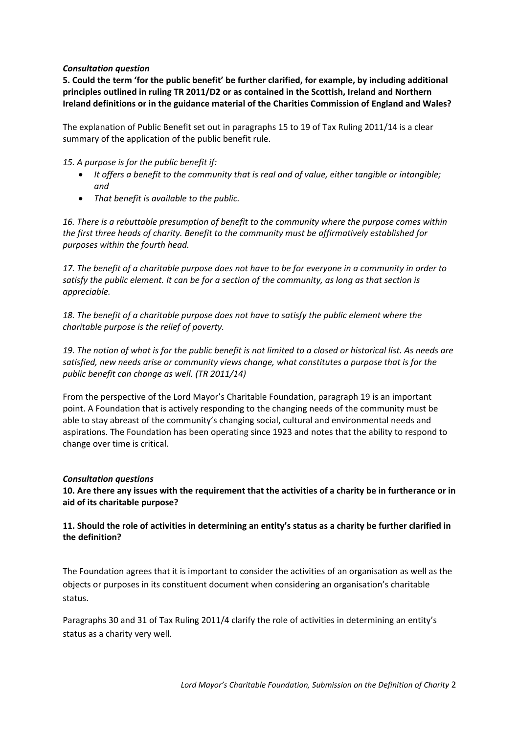*Consultation question*

**5. Could the term 'for the public benefit' be further clarified, for example, by including additional principles outlined in ruling TR 2011/D2 or as contained in the Scottish, Ireland and Northern Ireland definitions or in the guidance material of the Charities Commission of England and Wales?**

The explanation of Public Benefit set out in paragraphs 15 to 19 of Tax Ruling 2011/14 is a clear summary of the application of the public benefit rule.

*15. A purpose is for the public benefit if:*

- *It offers a benefit to the community that is real and of value, either tangible or intangible; and*
- *That benefit is available to the public.*

*16. There is a rebuttable presumption of benefit to the community where the purpose comes within the first three heads of charity. Benefit to the community must be affirmatively established for purposes within the fourth head.*

*17. The benefit of a charitable purpose does not have to be for everyone in a community in order to satisfy the public element. It can be for a section of the community, as long as that section is appreciable.*

*18. The benefit of a charitable purpose does not have to satisfy the public element where the charitable purpose is the relief of poverty.*

*19. The notion of what is for the public benefit is not limited to a closed or historical list. As needs are satisfied, new needs arise or community views change, what constitutes a purpose that is for the public benefit can change as well. (TR 2011/14)*

From the perspective of the Lord Mayor's Charitable Foundation, paragraph 19 is an important point. A Foundation that is actively responding to the changing needs of the community must be able to stay abreast of the community's changing social, cultural and environmental needs and aspirations. The Foundation has been operating since 1923 and notes that the ability to respond to change over time is critical.

*Consultation questions*

**10. Are there any issues with the requirement that the activities of a charity be in furtherance or in aid of its charitable purpose?**

**11. Should the role of activities in determining an entity's status as a charity be further clarified in the definition?**

The Foundation agrees that it is important to consider the activities of an organisation as well as the objects or purposes in its constituent document when considering an organisation's charitable status.

Paragraphs 30 and 31 of Tax Ruling 2011/4 clarify the role of activities in determining an entity's status as a charity very well.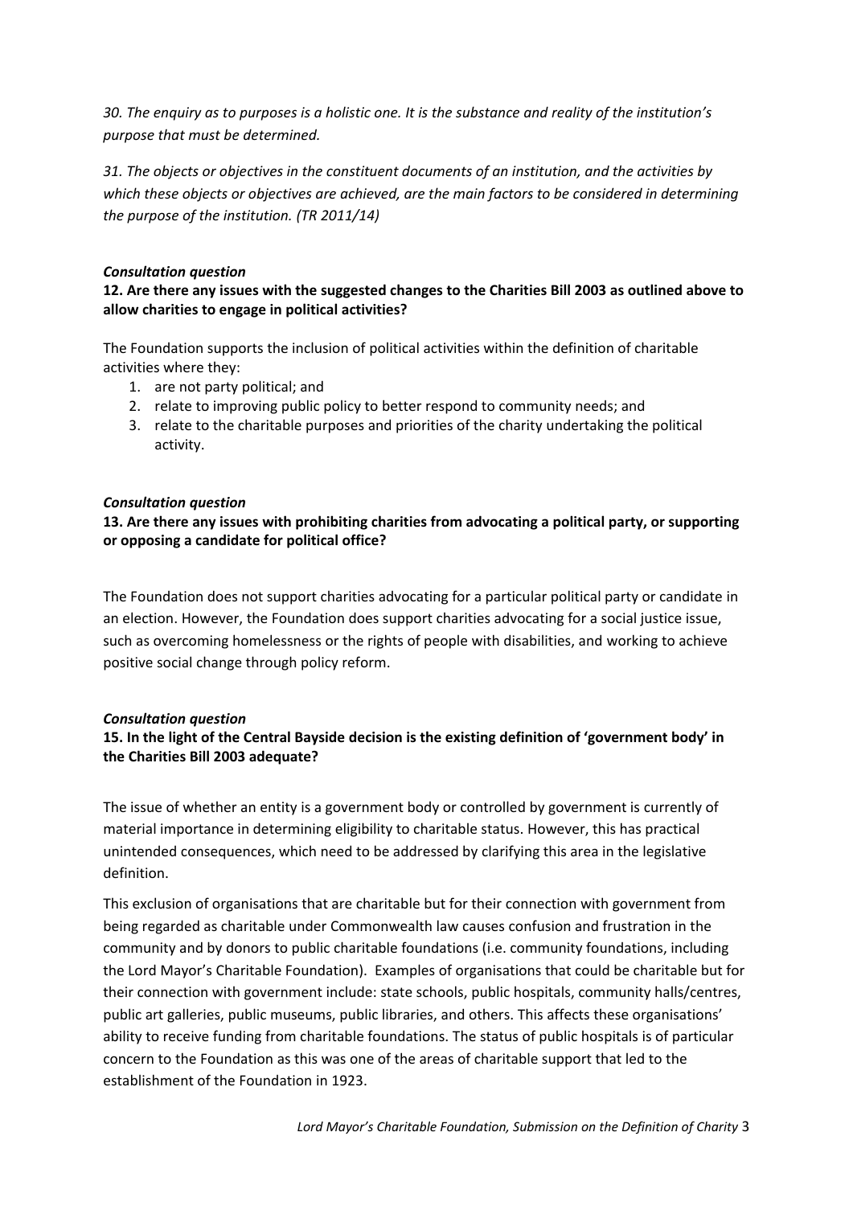*30. The enquiry as to purposes is a holistic one. It is the substance and reality of the institution's purpose that must be determined.*

*31. The objects or objectives in the constituent documents of an institution, and the activities by which these objects or objectives are achieved, are the main factors to be considered in determining the purpose of the institution. (TR 2011/14)*

***Consultation question***

**12. Are there any issues with the suggested changes to the Charities Bill 2003 as outlined above to allow charities to engage in political activities?**

The Foundation supports the inclusion of political activities within the definition of charitable activities where they:

1. are not party political; and
2. relate to improving public policy to better respond to community needs; and
3. relate to the charitable purposes and priorities of the charity undertaking the political activity.

***Consultation question***

**13. Are there any issues with prohibiting charities from advocating a political party, or supporting or opposing a candidate for political office?**

The Foundation does not support charities advocating for a particular political party or candidate in an election. However, the Foundation does support charities advocating for a social justice issue, such as overcoming homelessness or the rights of people with disabilities, and working to achieve positive social change through policy reform.

***Consultation question***

**15. In the light of the Central Bayside decision is the existing definition of 'government body' in the Charities Bill 2003 adequate?**

The issue of whether an entity is a government body or controlled by government is currently of material importance in determining eligibility to charitable status. However, this has practical unintended consequences, which need to be addressed by clarifying this area in the legislative definition.

This exclusion of organisations that are charitable but for their connection with government from being regarded as charitable under Commonwealth law causes confusion and frustration in the community and by donors to public charitable foundations (i.e. community foundations, including the Lord Mayor's Charitable Foundation). Examples of organisations that could be charitable but for their connection with government include: state schools, public hospitals, community halls/centres, public art galleries, public museums, public libraries, and others. This affects these organisations' ability to receive funding from charitable foundations. The status of public hospitals is of particular concern to the Foundation as this was one of the areas of charitable support that led to the establishment of the Foundation in 1923.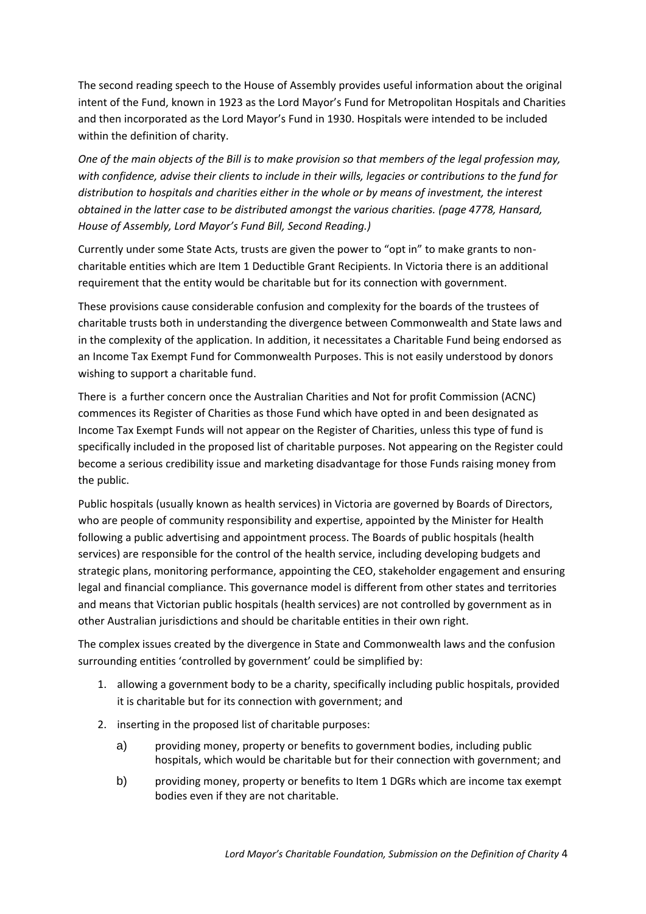The second reading speech to the House of Assembly provides useful information about the original intent of the Fund, known in 1923 as the Lord Mayor's Fund for Metropolitan Hospitals and Charities and then incorporated as the Lord Mayor's Fund in 1930. Hospitals were intended to be included within the definition of charity.

*One of the main objects of the Bill is to make provision so that members of the legal profession may, with confidence, advise their clients to include in their wills, legacies or contributions to the fund for distribution to hospitals and charities either in the whole or by means of investment, the interest obtained in the latter case to be distributed amongst the various charities. (page 4778, Hansard, House of Assembly, Lord Mayor's Fund Bill, Second Reading.)*

Currently under some State Acts, trusts are given the power to "opt in" to make grants to non-charitable entities which are Item 1 Deductible Grant Recipients. In Victoria there is an additional requirement that the entity would be charitable but for its connection with government.

These provisions cause considerable confusion and complexity for the boards of the trustees of charitable trusts both in understanding the divergence between Commonwealth and State laws and in the complexity of the application. In addition, it necessitates a Charitable Fund being endorsed as an Income Tax Exempt Fund for Commonwealth Purposes. This is not easily understood by donors wishing to support a charitable fund.

There is a further concern once the Australian Charities and Not for profit Commission (ACNC) commences its Register of Charities as those Fund which have opted in and been designated as Income Tax Exempt Funds will not appear on the Register of Charities, unless this type of fund is specifically included in the proposed list of charitable purposes. Not appearing on the Register could become a serious credibility issue and marketing disadvantage for those Funds raising money from the public.

Public hospitals (usually known as health services) in Victoria are governed by Boards of Directors, who are people of community responsibility and expertise, appointed by the Minister for Health following a public advertising and appointment process. The Boards of public hospitals (health services) are responsible for the control of the health service, including developing budgets and strategic plans, monitoring performance, appointing the CEO, stakeholder engagement and ensuring legal and financial compliance. This governance model is different from other states and territories and means that Victorian public hospitals (health services) are not controlled by government as in other Australian jurisdictions and should be charitable entities in their own right.

The complex issues created by the divergence in State and Commonwealth laws and the confusion surrounding entities 'controlled by government' could be simplified by:

1. allowing a government body to be a charity, specifically including public hospitals, provided it is charitable but for its connection with government; and
2. inserting in the proposed list of charitable purposes:
   a) providing money, property or benefits to government bodies, including public hospitals, which would be charitable but for their connection with government; and
   b) providing money, property or benefits to Item 1 DGRs which are income tax exempt bodies even if they are not charitable.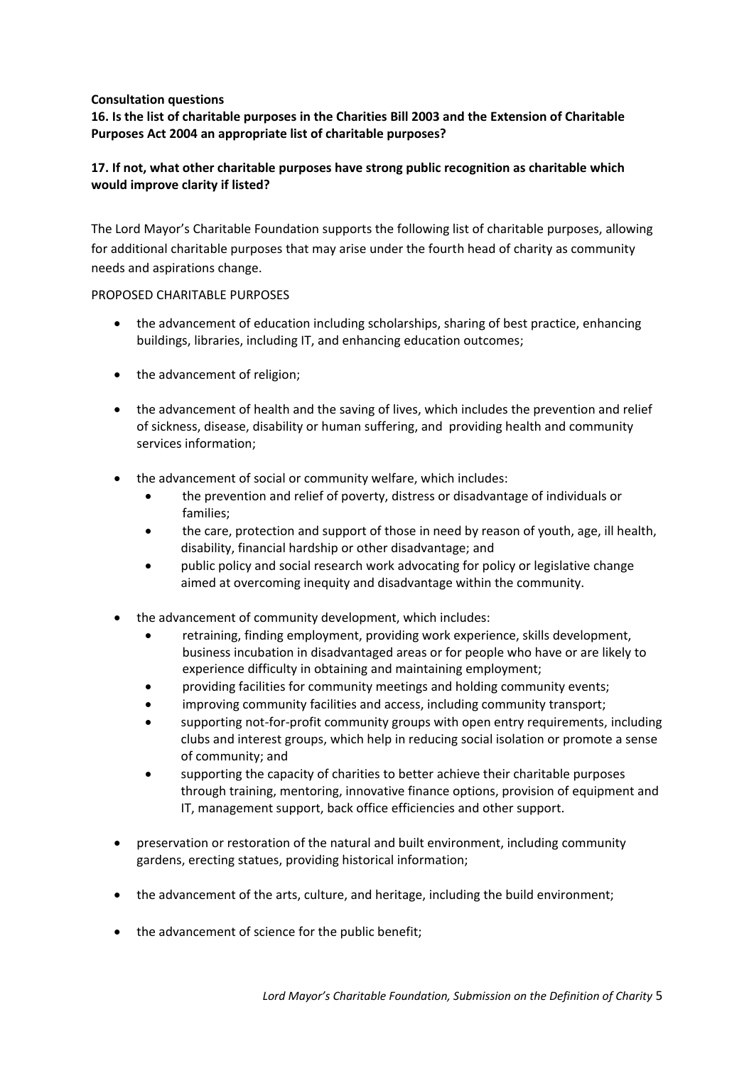**Consultation questions**

**16. Is the list of charitable purposes in the Charities Bill 2003 and the Extension of Charitable Purposes Act 2004 an appropriate list of charitable purposes?**

**17. If not, what other charitable purposes have strong public recognition as charitable which would improve clarity if listed?**

The Lord Mayor's Charitable Foundation supports the following list of charitable purposes, allowing for additional charitable purposes that may arise under the fourth head of charity as community needs and aspirations change.

PROPOSED CHARITABLE PURPOSES

- the advancement of education including scholarships, sharing of best practice, enhancing buildings, libraries, including IT, and enhancing education outcomes;
- the advancement of religion;
- the advancement of health and the saving of lives, which includes the prevention and relief of sickness, disease, disability or human suffering, and providing health and community services information;
- the advancement of social or community welfare, which includes:
  - the prevention and relief of poverty, distress or disadvantage of individuals or families;
  - the care, protection and support of those in need by reason of youth, age, ill health, disability, financial hardship or other disadvantage; and
  - public policy and social research work advocating for policy or legislative change aimed at overcoming inequity and disadvantage within the community.
- the advancement of community development, which includes:
  - retraining, finding employment, providing work experience, skills development, business incubation in disadvantaged areas or for people who have or are likely to experience difficulty in obtaining and maintaining employment;
  - providing facilities for community meetings and holding community events;
  - improving community facilities and access, including community transport;
  - supporting not-for-profit community groups with open entry requirements, including clubs and interest groups, which help in reducing social isolation or promote a sense of community; and
  - supporting the capacity of charities to better achieve their charitable purposes through training, mentoring, innovative finance options, provision of equipment and IT, management support, back office efficiencies and other support.
- preservation or restoration of the natural and built environment, including community gardens, erecting statues, providing historical information;
- the advancement of the arts, culture, and heritage, including the build environment;
- the advancement of science for the public benefit;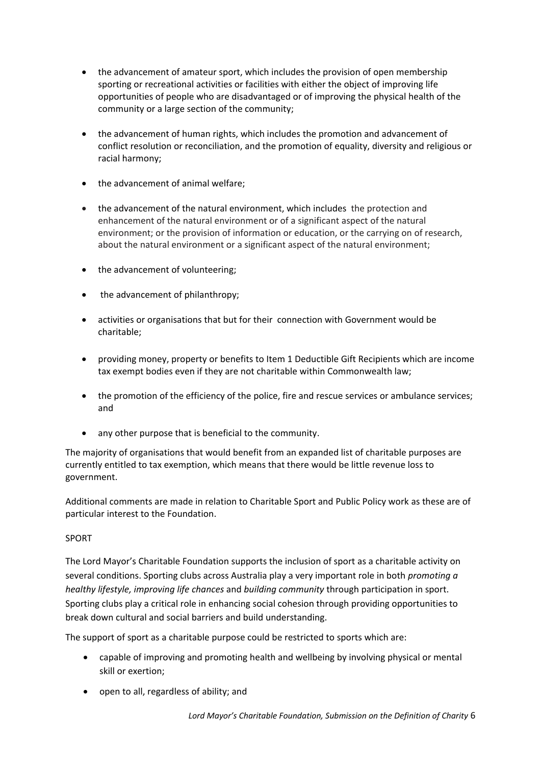- the advancement of amateur sport, which includes the provision of open membership sporting or recreational activities or facilities with either the object of improving life opportunities of people who are disadvantaged or of improving the physical health of the community or a large section of the community;

- the advancement of human rights, which includes the promotion and advancement of conflict resolution or reconciliation, and the promotion of equality, diversity and religious or racial harmony;

- the advancement of animal welfare;

- the advancement of the natural environment, which includes the protection and enhancement of the natural environment or of a significant aspect of the natural environment; or the provision of information or education, or the carrying on of research, about the natural environment or a significant aspect of the natural environment;

- the advancement of volunteering;

- the advancement of philanthropy;

- activities or organisations that but for their connection with Government would be charitable;

- providing money, property or benefits to Item 1 Deductible Gift Recipients which are income tax exempt bodies even if they are not charitable within Commonwealth law;

- the promotion of the efficiency of the police, fire and rescue services or ambulance services; and

- any other purpose that is beneficial to the community.

The majority of organisations that would benefit from an expanded list of charitable purposes are currently entitled to tax exemption, which means that there would be little revenue loss to government.

Additional comments are made in relation to Charitable Sport and Public Policy work as these are of particular interest to the Foundation.

SPORT

The Lord Mayor's Charitable Foundation supports the inclusion of sport as a charitable activity on several conditions. Sporting clubs across Australia play a very important role in both *promoting a healthy lifestyle, improving life chances* and *building community* through participation in sport. Sporting clubs play a critical role in enhancing social cohesion through providing opportunities to break down cultural and social barriers and build understanding.

The support of sport as a charitable purpose could be restricted to sports which are:

- capable of improving and promoting health and wellbeing by involving physical or mental skill or exertion;
- open to all, regardless of ability; and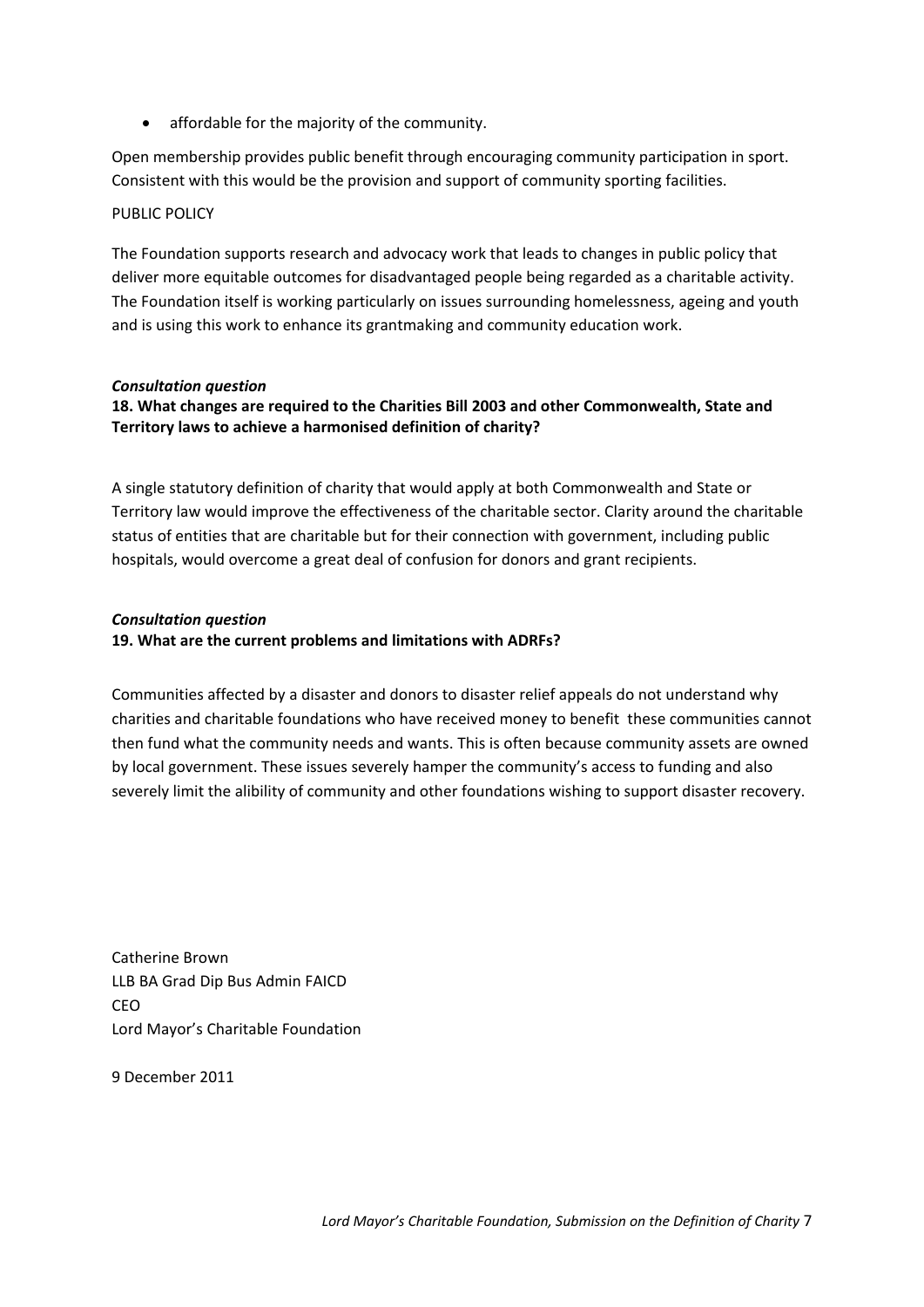- affordable for the majority of the community.

Open membership provides public benefit through encouraging community participation in sport. Consistent with this would be the provision and support of community sporting facilities.

PUBLIC POLICY

The Foundation supports research and advocacy work that leads to changes in public policy that deliver more equitable outcomes for disadvantaged people being regarded as a charitable activity. The Foundation itself is working particularly on issues surrounding homelessness, ageing and youth and is using this work to enhance its grantmaking and community education work.

***Consultation question***

**18. What changes are required to the Charities Bill 2003 and other Commonwealth, State and Territory laws to achieve a harmonised definition of charity?**

A single statutory definition of charity that would apply at both Commonwealth and State or Territory law would improve the effectiveness of the charitable sector. Clarity around the charitable status of entities that are charitable but for their connection with government, including public hospitals, would overcome a great deal of confusion for donors and grant recipients.

***Consultation question***

**19. What are the current problems and limitations with ADRFs?**

Communities affected by a disaster and donors to disaster relief appeals do not understand why charities and charitable foundations who have received money to benefit these communities cannot then fund what the community needs and wants. This is often because community assets are owned by local government. These issues severely hamper the community's access to funding and also severely limit the alibility of community and other foundations wishing to support disaster recovery.

Catherine Brown
LLB BA Grad Dip Bus Admin FAICD
CEO
Lord Mayor's Charitable Foundation

9 December 2011